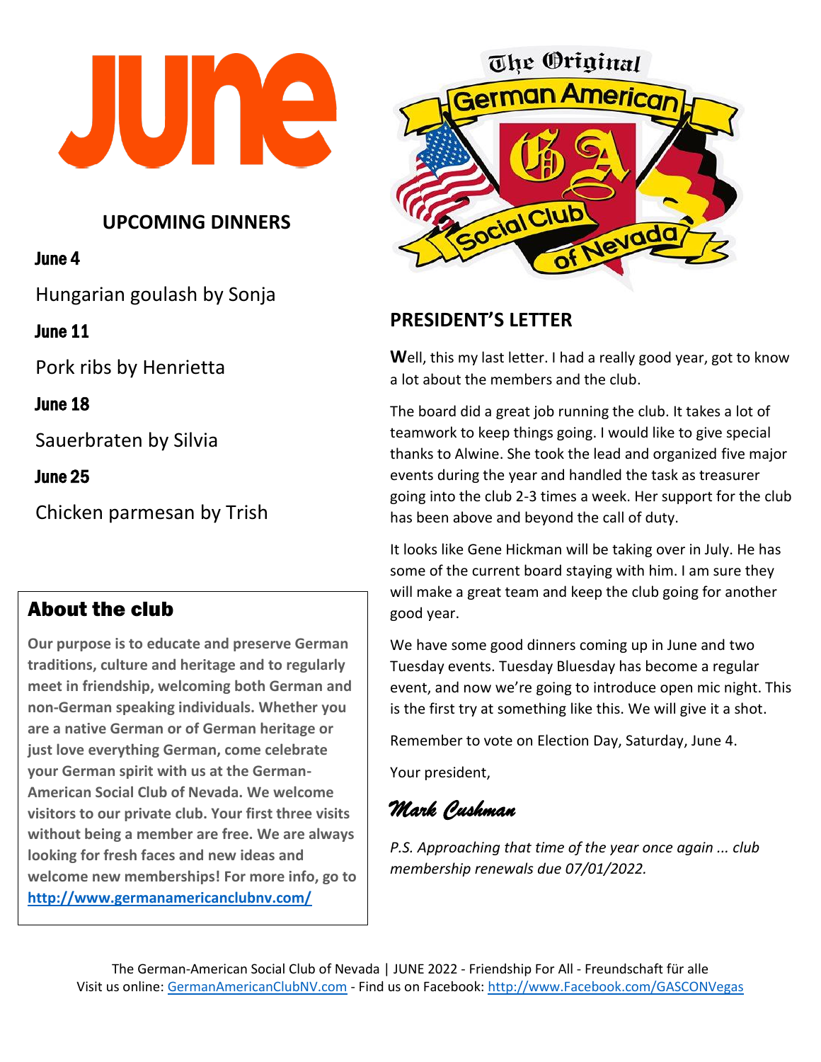# June

## UPCOMING DINNERS

**June 4**

Hungarian goulash by Sonja

**June 11**

Pork ribs by Henrietta

**June 18**

Sauerbraten by Silvia

**June 25**

Chicken parmesan by Trish

## About the club

**Our purpose is to educate and preserve German traditions, culture and heritage and to regularly meet in friendship, welcoming both German and non-German speaking individuals. Whether you are a native German or of German heritage or just love everything German, come celebrate your German spirit with us at the German-American Social Club of Nevada. We welcome visitors to our private club. Your first three visits without being a member are free. We are always looking for fresh faces and new ideas and welcome new memberships! For more info, go to [http://www.germanamericanclubnv.com/](http://www.germanamericanclubnv.com/)**

The Original German American Social Club of Nevada

## PRESIDENT'S LETTER

**W**ell, this my last letter. I had a really good year, got to know a lot about the members and the club.

The board did a great job running the club. It takes a lot of teamwork to keep things going. I would like to give special thanks to Alwine. She took the lead and organized five major events during the year and handled the task as treasurer going into the club 2-3 times a week. Her support for the club has been above and beyond the call of duty.

It looks like Gene Hickman will be taking over in July. He has some of the current board staying with him. I am sure they will make a great team and keep the club going for another good year.

We have some good dinners coming up in June and two Tuesday events. Tuesday Bluesday has become a regular event, and now we're going to introduce open mic night. This is the first try at something like this. We will give it a shot.

Remember to vote on Election Day, Saturday, June 4.

Your president,

***Mark Cushman***

*P.S. Approaching that time of the year once again ... club membership renewals due 07/01/2022.*

The German-American Social Club of Nevada | JUNE 2022 - Friendship For All - Freundschaft für alle
Visit us online: [GermanAmericanClubNV.com](http://GermanAmericanClubNV.com) - Find us on Facebook: [http://www.Facebook.com/GASCONVegas](http://www.Facebook.com/GASCONVegas)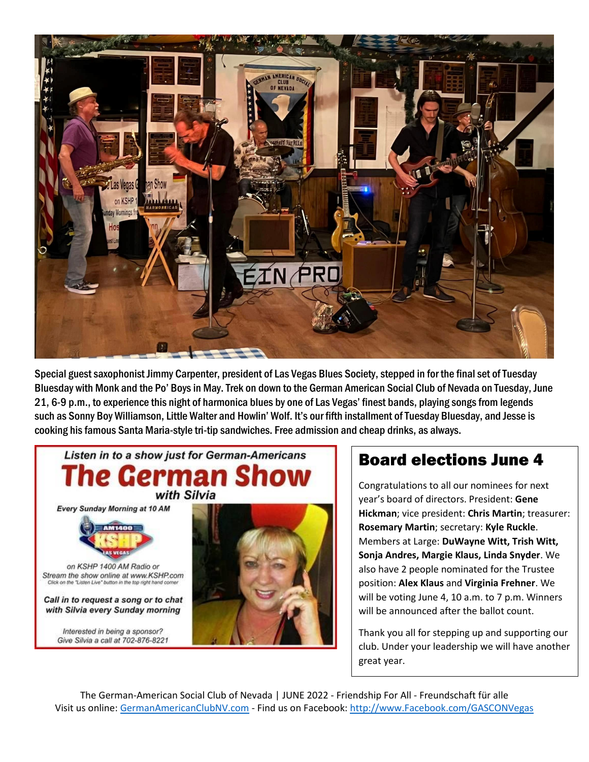Special guest saxophonist Jimmy Carpenter, president of Las Vegas Blues Society, stepped in for the final set of Tuesday Bluesday with Monk and the Po' Boys in May. Trek on down to the German American Social Club of Nevada on Tuesday, June 21, 6-9 p.m., to experience this night of harmonica blues by one of Las Vegas' finest bands, playing songs from legends such as Sonny Boy Williamson, Little Walter and Howlin' Wolf. It's our fifth installment of Tuesday Bluesday, and Jesse is cooking his famous Santa Maria-style tri-tip sandwiches. Free admission and cheap drinks, as always.

*Listen in to a show just for German-Americans*

## The German Show

*with Silvia*

*Every Sunday Morning at 10 AM*

AM1400 KSHP LAS VEGAS

*on KSHP 1400 AM Radio or Stream the show online at www.KSHP.com*

*Click on the "Listen Live" button in the top right hand corner*

***Call in to request a song or to chat with Silvia every Sunday morning***

*Interested in being a sponsor? Give Silvia a call at 702-876-8221*

## Board elections June 4

Congratulations to all our nominees for next year's board of directors. President: **Gene Hickman**; vice president: **Chris Martin**; treasurer: **Rosemary Martin**; secretary: **Kyle Ruckle**. Members at Large: **DuWayne Witt, Trish Witt, Sonja Andres, Margie Klaus, Linda Snyder**. We also have 2 people nominated for the Trustee position: **Alex Klaus** and **Virginia Frehner**. We will be voting June 4, 10 a.m. to 7 p.m. Winners will be announced after the ballot count.

Thank you all for stepping up and supporting our club. Under your leadership we will have another great year.

The German-American Social Club of Nevada | JUNE 2022 - Friendship For All - Freundschaft für alle
Visit us online: GermanAmericanClubNV.com - Find us on Facebook: http://www.Facebook.com/GASCONVegas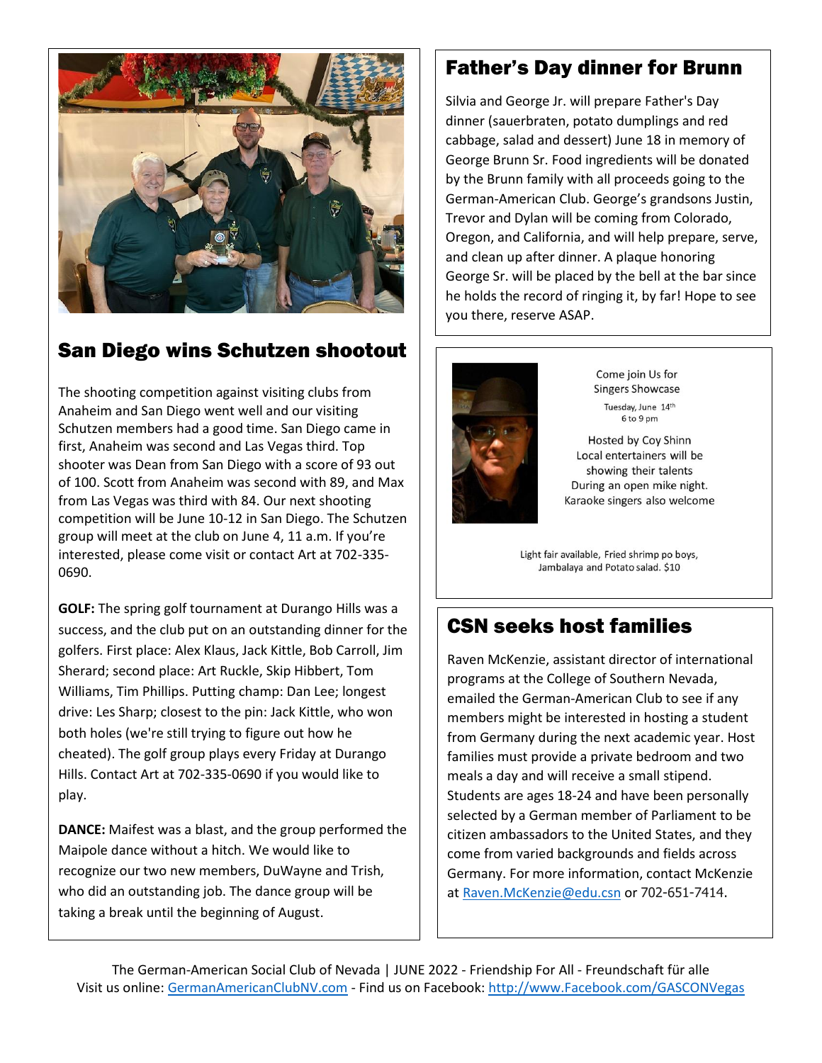## San Diego wins Schutzen shootout

The shooting competition against visiting clubs from Anaheim and San Diego went well and our visiting Schutzen members had a good time. San Diego came in first, Anaheim was second and Las Vegas third. Top shooter was Dean from San Diego with a score of 93 out of 100. Scott from Anaheim was second with 89, and Max from Las Vegas was third with 84. Our next shooting competition will be June 10-12 in San Diego. The Schutzen group will meet at the club on June 4, 11 a.m. If you're interested, please come visit or contact Art at 702-335-0690.

**GOLF:** The spring golf tournament at Durango Hills was a success, and the club put on an outstanding dinner for the golfers. First place: Alex Klaus, Jack Kittle, Bob Carroll, Jim Sherard; second place: Art Ruckle, Skip Hibbert, Tom Williams, Tim Phillips. Putting champ: Dan Lee; longest drive: Les Sharp; closest to the pin: Jack Kittle, who won both holes (we're still trying to figure out how he cheated). The golf group plays every Friday at Durango Hills. Contact Art at 702-335-0690 if you would like to play.

**DANCE:** Maifest was a blast, and the group performed the Maipole dance without a hitch. We would like to recognize our two new members, DuWayne and Trish, who did an outstanding job. The dance group will be taking a break until the beginning of August.

## Father's Day dinner for Brunn

Silvia and George Jr. will prepare Father's Day dinner (sauerbraten, potato dumplings and red cabbage, salad and dessert) June 18 in memory of George Brunn Sr. Food ingredients will be donated by the Brunn family with all proceeds going to the German-American Club. George's grandsons Justin, Trevor and Dylan will be coming from Colorado, Oregon, and California, and will help prepare, serve, and clean up after dinner. A plaque honoring George Sr. will be placed by the bell at the bar since he holds the record of ringing it, by far! Hope to see you there, reserve ASAP.

Come join Us for
Singers Showcase

Tuesday, June 14th
6 to 9 pm

Hosted by Coy Shinn
Local entertainers will be showing their talents
During an open mike night.
Karaoke singers also welcome

Light fair available, Fried shrimp po boys, Jambalaya and Potato salad. $10

## CSN seeks host families

Raven McKenzie, assistant director of international programs at the College of Southern Nevada, emailed the German-American Club to see if any members might be interested in hosting a student from Germany during the next academic year. Host families must provide a private bedroom and two meals a day and will receive a small stipend. Students are ages 18-24 and have been personally selected by a German member of Parliament to be citizen ambassadors to the United States, and they come from varied backgrounds and fields across Germany. For more information, contact McKenzie at Raven.McKenzie@edu.csn or 702-651-7414.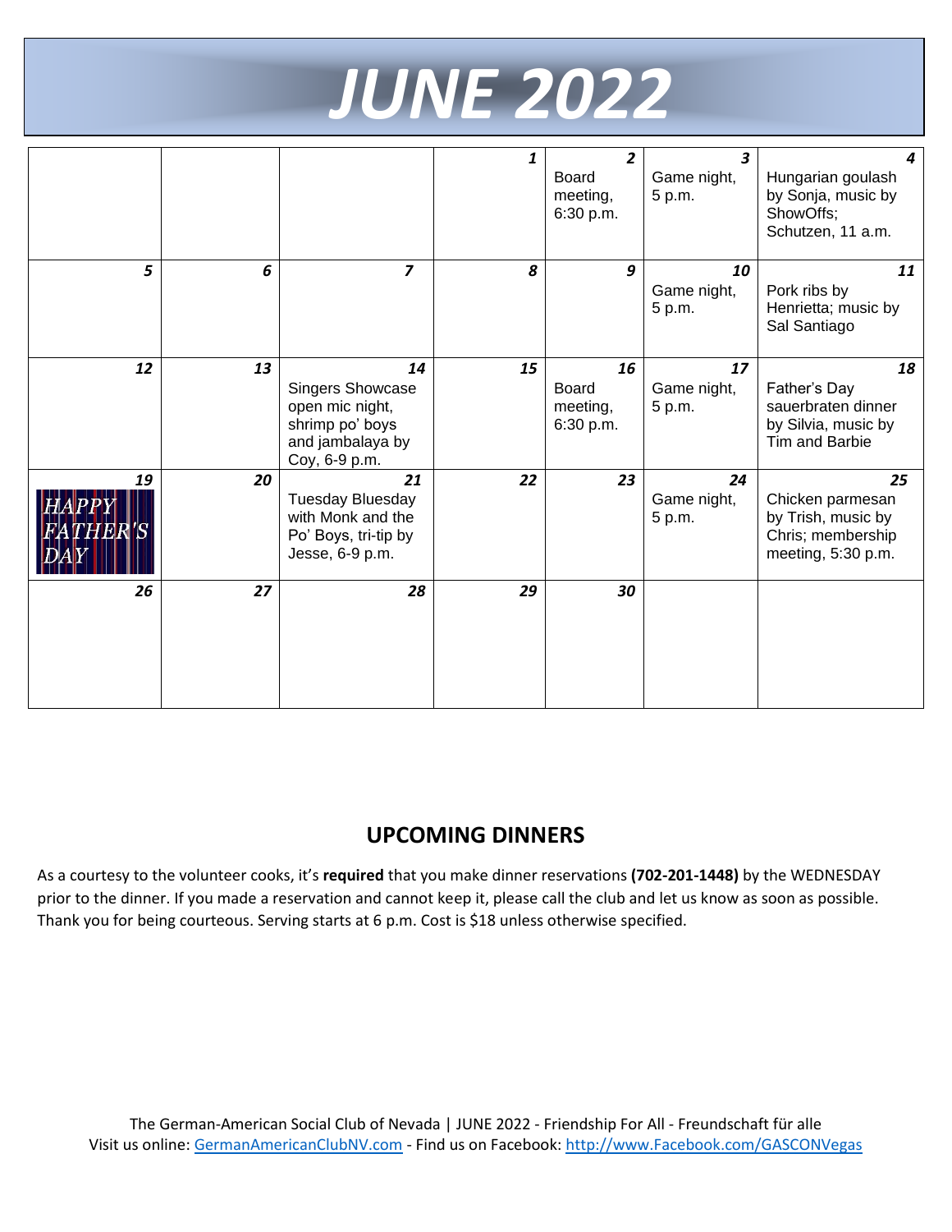# JUNE 2022

| | | | | | | |
|---|---|---|---|---|---|---|
| | | | 1 | 2<br>Board meeting, 6:30 p.m. | 3<br>Game night, 5 p.m. | 4<br>Hungarian goulash by Sonja, music by ShowOffs; Schutzen, 11 a.m. |
| 5 | 6 | 7 | 8 | 9 | 10<br>Game night, 5 p.m. | 11<br>Pork ribs by Henrietta; music by Sal Santiago |
| 12 | 13 | 14<br>Singers Showcase open mic night, shrimp po' boys and jambalaya by Coy, 6-9 p.m. | 15 | 16<br>Board meeting, 6:30 p.m. | 17<br>Game night, 5 p.m. | 18<br>Father's Day sauerbraten dinner by Silvia, music by Tim and Barbie |
| 19<br>HAPPY FATHER'S DAY | 20 | 21<br>Tuesday Bluesday with Monk and the Po' Boys, tri-tip by Jesse, 6-9 p.m. | 22 | 23 | 24<br>Game night, 5 p.m. | 25<br>Chicken parmesan by Trish, music by Chris; membership meeting, 5:30 p.m. |
| 26 | 27 | 28 | 29 | 30 | | |

## UPCOMING DINNERS

As a courtesy to the volunteer cooks, it's **required** that you make dinner reservations **(702-201-1448)** by the WEDNESDAY prior to the dinner. If you made a reservation and cannot keep it, please call the club and let us know as soon as possible. Thank you for being courteous. Serving starts at 6 p.m. Cost is $18 unless otherwise specified.

The German-American Social Club of Nevada | JUNE 2022 - Friendship For All - Freundschaft für alle
Visit us online: GermanAmericanClubNV.com - Find us on Facebook: http://www.Facebook.com/GASCONVegas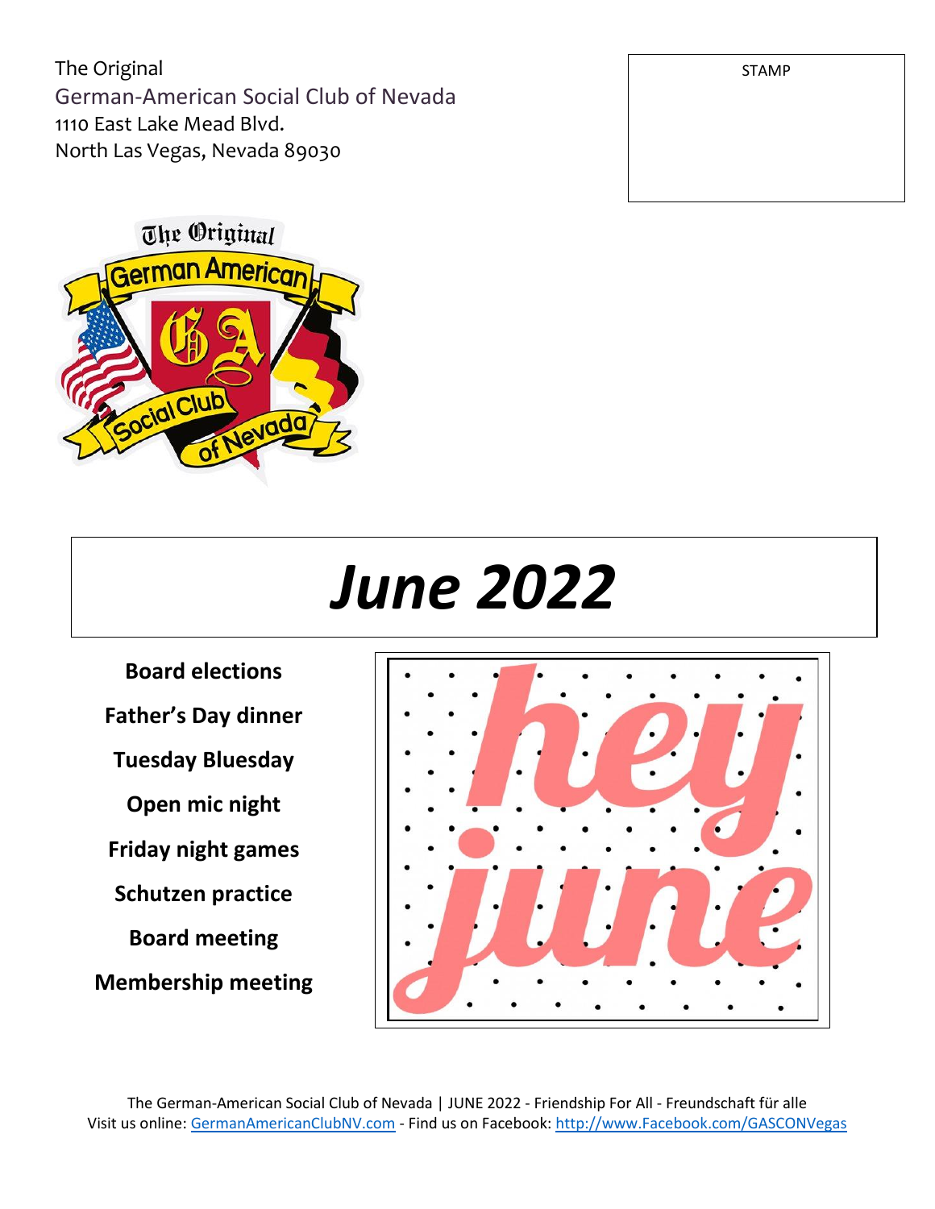The Original
German-American Social Club of Nevada
1110 East Lake Mead Blvd.
North Las Vegas, Nevada 89030

STAMP

# *June 2022*

**Board elections**

**Father's Day dinner**

**Tuesday Bluesday**

**Open mic night**

**Friday night games**

**Schutzen practice**

**Board meeting**

**Membership meeting**

hey june

The German-American Social Club of Nevada | JUNE 2022 - Friendship For All - Freundschaft für alle
Visit us online: [GermanAmericanClubNV.com](GermanAmericanClubNV.com) - Find us on Facebook: [http://www.Facebook.com/GASCONVegas](http://www.Facebook.com/GASCONVegas)